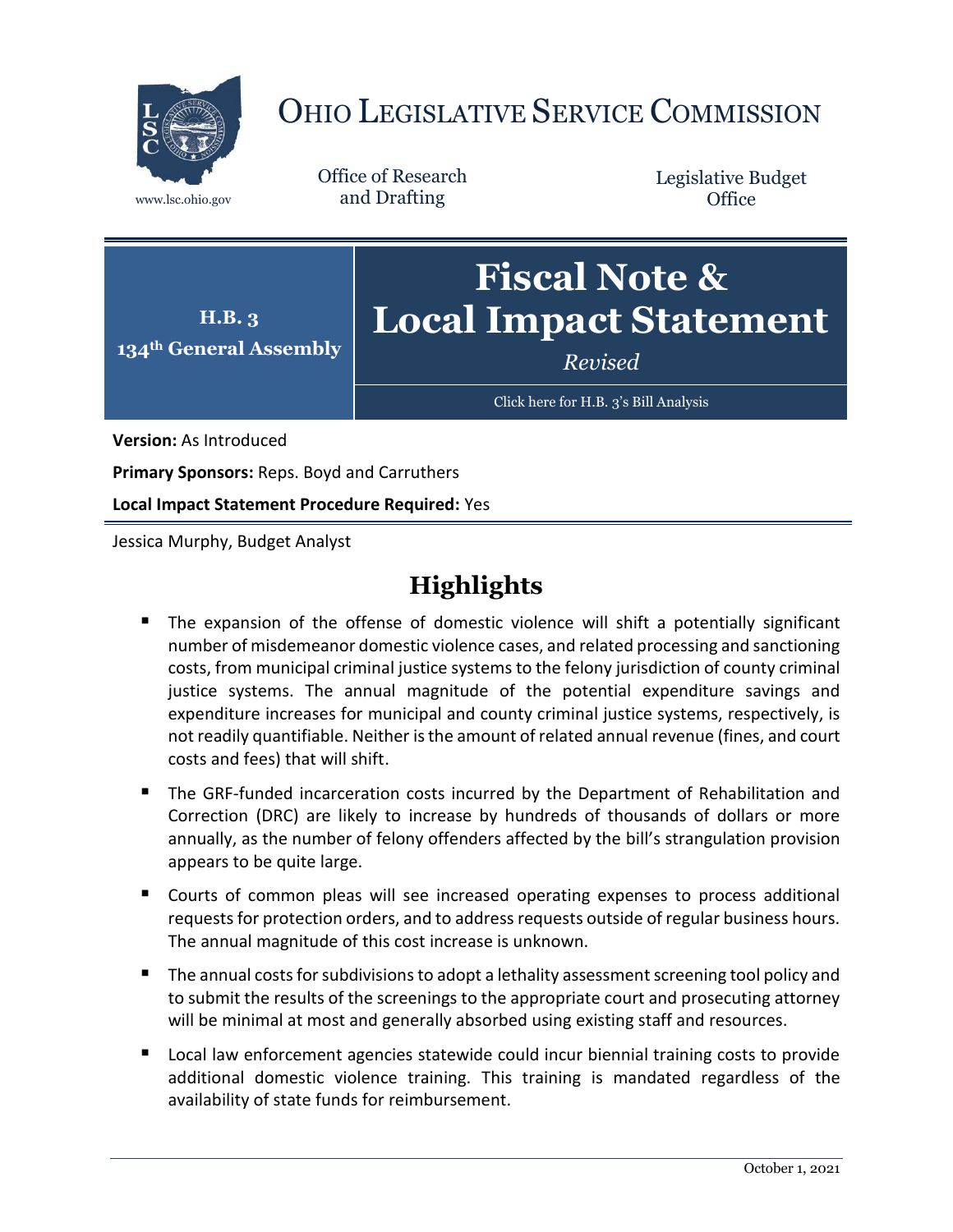# OHIO LEGISLATIVE SERVICE COMMISSION

www.lsc.ohio.gov

Office of Research and Drafting

Legislative Budget Office

**H.B. 3**
**134th General Assembly**

# Fiscal Note & Local Impact Statement

*Revised*

Click here for H.B. 3's Bill Analysis

**Version:** As Introduced

**Primary Sponsors:** Reps. Boyd and Carruthers

**Local Impact Statement Procedure Required:** Yes

Jessica Murphy, Budget Analyst

## Highlights

- The expansion of the offense of domestic violence will shift a potentially significant number of misdemeanor domestic violence cases, and related processing and sanctioning costs, from municipal criminal justice systems to the felony jurisdiction of county criminal justice systems. The annual magnitude of the potential expenditure savings and expenditure increases for municipal and county criminal justice systems, respectively, is not readily quantifiable. Neither is the amount of related annual revenue (fines, and court costs and fees) that will shift.
- The GRF-funded incarceration costs incurred by the Department of Rehabilitation and Correction (DRC) are likely to increase by hundreds of thousands of dollars or more annually, as the number of felony offenders affected by the bill's strangulation provision appears to be quite large.
- Courts of common pleas will see increased operating expenses to process additional requests for protection orders, and to address requests outside of regular business hours. The annual magnitude of this cost increase is unknown.
- The annual costs for subdivisions to adopt a lethality assessment screening tool policy and to submit the results of the screenings to the appropriate court and prosecuting attorney will be minimal at most and generally absorbed using existing staff and resources.
- Local law enforcement agencies statewide could incur biennial training costs to provide additional domestic violence training. This training is mandated regardless of the availability of state funds for reimbursement.

October 1, 2021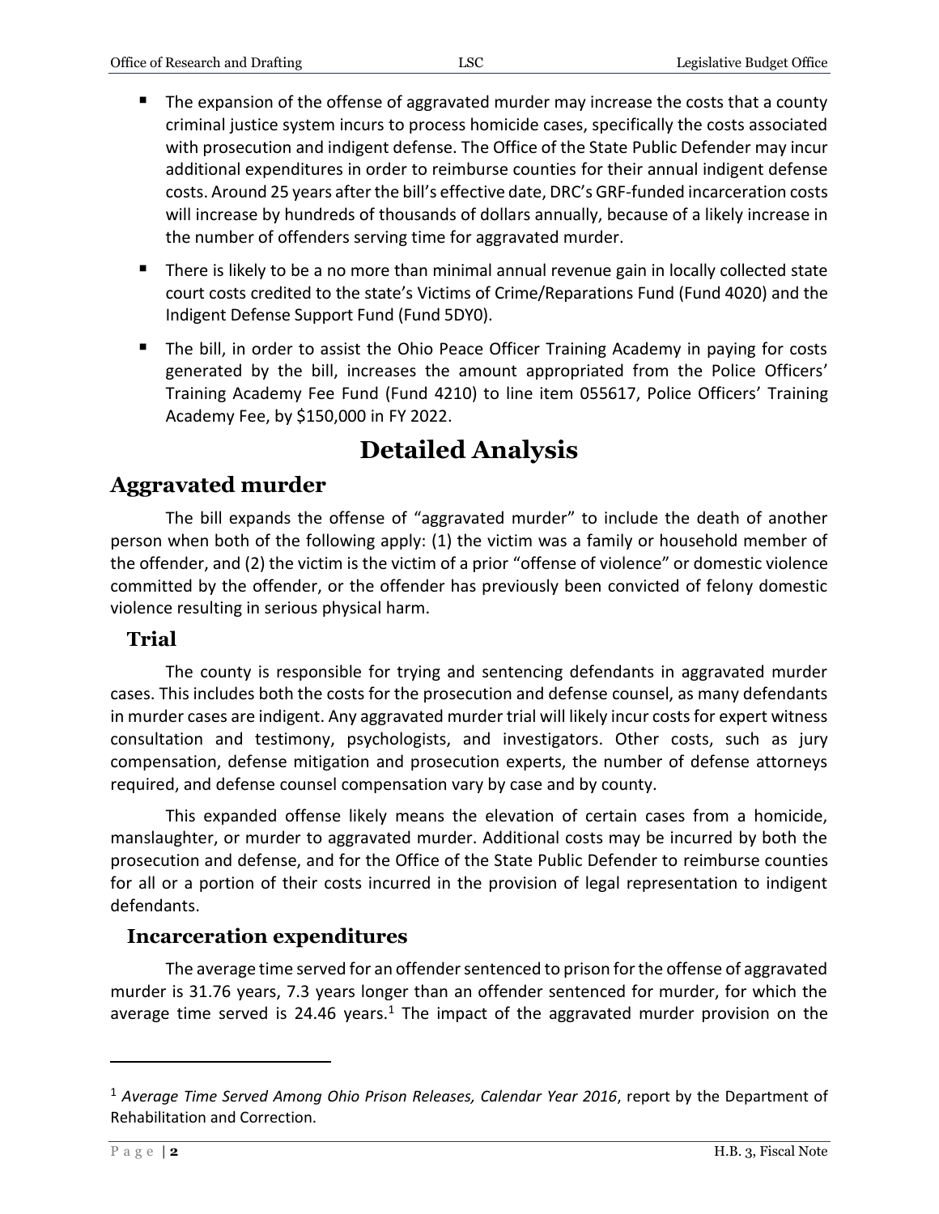- The expansion of the offense of aggravated murder may increase the costs that a county criminal justice system incurs to process homicide cases, specifically the costs associated with prosecution and indigent defense. The Office of the State Public Defender may incur additional expenditures in order to reimburse counties for their annual indigent defense costs. Around 25 years after the bill's effective date, DRC's GRF-funded incarceration costs will increase by hundreds of thousands of dollars annually, because of a likely increase in the number of offenders serving time for aggravated murder.
- There is likely to be a no more than minimal annual revenue gain in locally collected state court costs credited to the state's Victims of Crime/Reparations Fund (Fund 4020) and the Indigent Defense Support Fund (Fund 5DY0).
- The bill, in order to assist the Ohio Peace Officer Training Academy in paying for costs generated by the bill, increases the amount appropriated from the Police Officers' Training Academy Fee Fund (Fund 4210) to line item 055617, Police Officers' Training Academy Fee, by $150,000 in FY 2022.

# Detailed Analysis

## Aggravated murder

The bill expands the offense of "aggravated murder" to include the death of another person when both of the following apply: (1) the victim was a family or household member of the offender, and (2) the victim is the victim of a prior "offense of violence" or domestic violence committed by the offender, or the offender has previously been convicted of felony domestic violence resulting in serious physical harm.

### Trial

The county is responsible for trying and sentencing defendants in aggravated murder cases. This includes both the costs for the prosecution and defense counsel, as many defendants in murder cases are indigent. Any aggravated murder trial will likely incur costs for expert witness consultation and testimony, psychologists, and investigators. Other costs, such as jury compensation, defense mitigation and prosecution experts, the number of defense attorneys required, and defense counsel compensation vary by case and by county.

This expanded offense likely means the elevation of certain cases from a homicide, manslaughter, or murder to aggravated murder. Additional costs may be incurred by both the prosecution and defense, and for the Office of the State Public Defender to reimburse counties for all or a portion of their costs incurred in the provision of legal representation to indigent defendants.

### Incarceration expenditures

The average time served for an offender sentenced to prison for the offense of aggravated murder is 31.76 years, 7.3 years longer than an offender sentenced for murder, for which the average time served is 24.46 years.[1] The impact of the aggravated murder provision on the

---

[1] *Average Time Served Among Ohio Prison Releases, Calendar Year 2016*, report by the Department of Rehabilitation and Correction.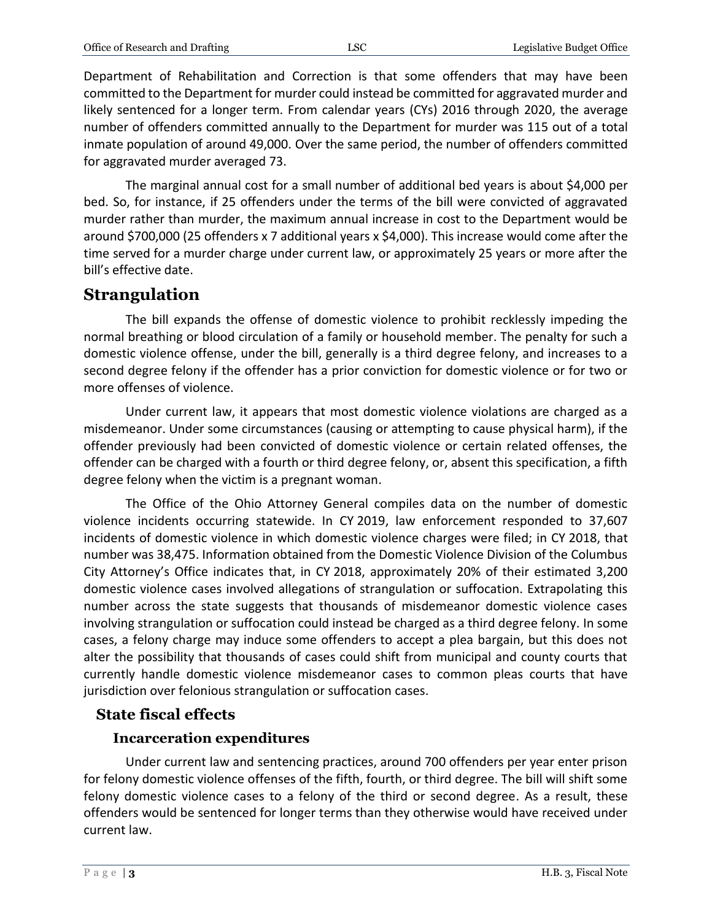Department of Rehabilitation and Correction is that some offenders that may have been committed to the Department for murder could instead be committed for aggravated murder and likely sentenced for a longer term. From calendar years (CYs) 2016 through 2020, the average number of offenders committed annually to the Department for murder was 115 out of a total inmate population of around 49,000. Over the same period, the number of offenders committed for aggravated murder averaged 73.

The marginal annual cost for a small number of additional bed years is about $4,000 per bed. So, for instance, if 25 offenders under the terms of the bill were convicted of aggravated murder rather than murder, the maximum annual increase in cost to the Department would be around $700,000 (25 offenders x 7 additional years x $4,000). This increase would come after the time served for a murder charge under current law, or approximately 25 years or more after the bill's effective date.

## Strangulation

The bill expands the offense of domestic violence to prohibit recklessly impeding the normal breathing or blood circulation of a family or household member. The penalty for such a domestic violence offense, under the bill, generally is a third degree felony, and increases to a second degree felony if the offender has a prior conviction for domestic violence or for two or more offenses of violence.

Under current law, it appears that most domestic violence violations are charged as a misdemeanor. Under some circumstances (causing or attempting to cause physical harm), if the offender previously had been convicted of domestic violence or certain related offenses, the offender can be charged with a fourth or third degree felony, or, absent this specification, a fifth degree felony when the victim is a pregnant woman.

The Office of the Ohio Attorney General compiles data on the number of domestic violence incidents occurring statewide. In CY 2019, law enforcement responded to 37,607 incidents of domestic violence in which domestic violence charges were filed; in CY 2018, that number was 38,475. Information obtained from the Domestic Violence Division of the Columbus City Attorney's Office indicates that, in CY 2018, approximately 20% of their estimated 3,200 domestic violence cases involved allegations of strangulation or suffocation. Extrapolating this number across the state suggests that thousands of misdemeanor domestic violence cases involving strangulation or suffocation could instead be charged as a third degree felony. In some cases, a felony charge may induce some offenders to accept a plea bargain, but this does not alter the possibility that thousands of cases could shift from municipal and county courts that currently handle domestic violence misdemeanor cases to common pleas courts that have jurisdiction over felonious strangulation or suffocation cases.

### State fiscal effects

#### Incarceration expenditures

Under current law and sentencing practices, around 700 offenders per year enter prison for felony domestic violence offenses of the fifth, fourth, or third degree. The bill will shift some felony domestic violence cases to a felony of the third or second degree. As a result, these offenders would be sentenced for longer terms than they otherwise would have received under current law.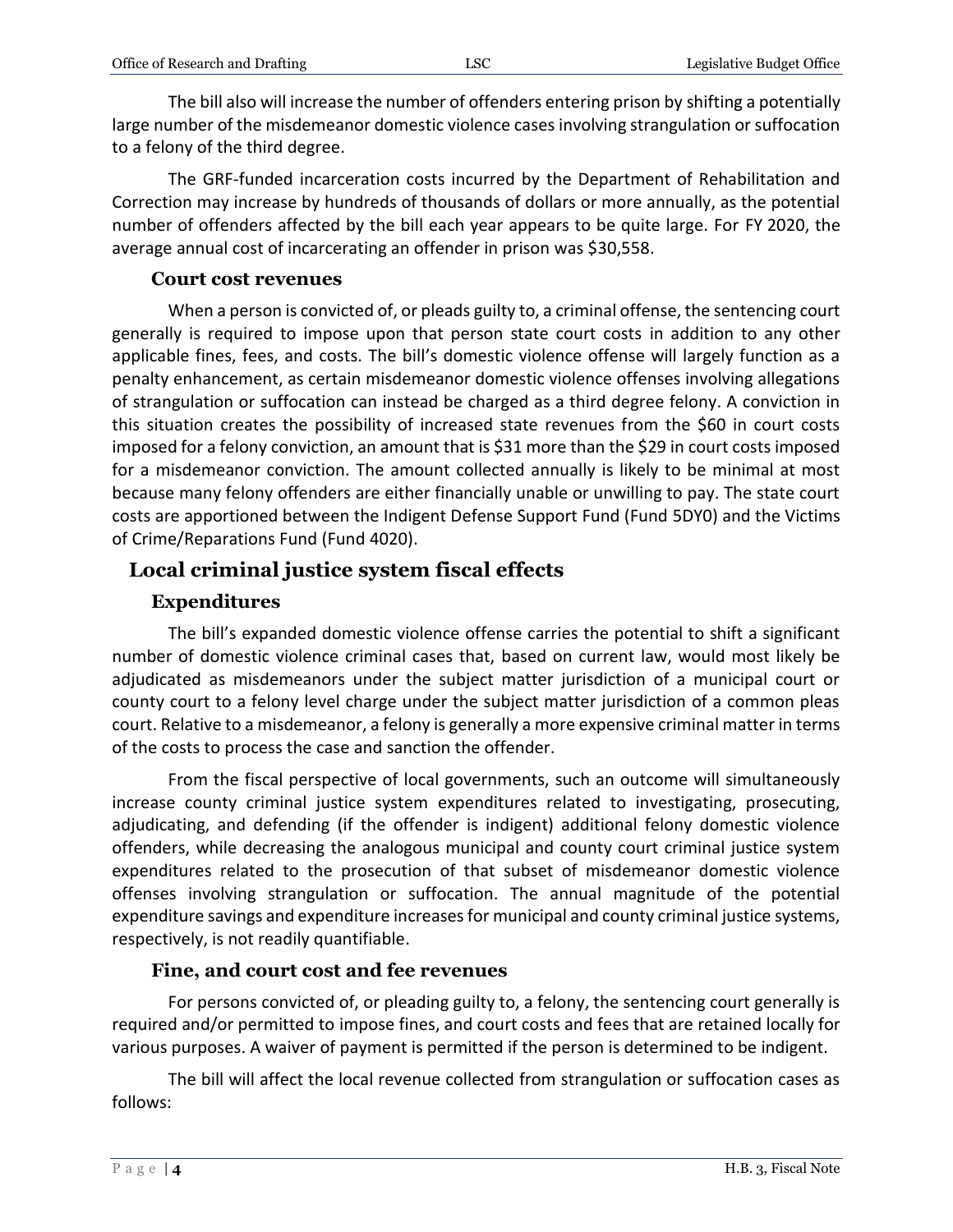The bill also will increase the number of offenders entering prison by shifting a potentially large number of the misdemeanor domestic violence cases involving strangulation or suffocation to a felony of the third degree.

The GRF-funded incarceration costs incurred by the Department of Rehabilitation and Correction may increase by hundreds of thousands of dollars or more annually, as the potential number of offenders affected by the bill each year appears to be quite large. For FY 2020, the average annual cost of incarcerating an offender in prison was $30,558.

### Court cost revenues

When a person is convicted of, or pleads guilty to, a criminal offense, the sentencing court generally is required to impose upon that person state court costs in addition to any other applicable fines, fees, and costs. The bill's domestic violence offense will largely function as a penalty enhancement, as certain misdemeanor domestic violence offenses involving allegations of strangulation or suffocation can instead be charged as a third degree felony. A conviction in this situation creates the possibility of increased state revenues from the $60 in court costs imposed for a felony conviction, an amount that is $31 more than the $29 in court costs imposed for a misdemeanor conviction. The amount collected annually is likely to be minimal at most because many felony offenders are either financially unable or unwilling to pay. The state court costs are apportioned between the Indigent Defense Support Fund (Fund 5DY0) and the Victims of Crime/Reparations Fund (Fund 4020).

## Local criminal justice system fiscal effects

### Expenditures

The bill's expanded domestic violence offense carries the potential to shift a significant number of domestic violence criminal cases that, based on current law, would most likely be adjudicated as misdemeanors under the subject matter jurisdiction of a municipal court or county court to a felony level charge under the subject matter jurisdiction of a common pleas court. Relative to a misdemeanor, a felony is generally a more expensive criminal matter in terms of the costs to process the case and sanction the offender.

From the fiscal perspective of local governments, such an outcome will simultaneously increase county criminal justice system expenditures related to investigating, prosecuting, adjudicating, and defending (if the offender is indigent) additional felony domestic violence offenders, while decreasing the analogous municipal and county court criminal justice system expenditures related to the prosecution of that subset of misdemeanor domestic violence offenses involving strangulation or suffocation. The annual magnitude of the potential expenditure savings and expenditure increases for municipal and county criminal justice systems, respectively, is not readily quantifiable.

### Fine, and court cost and fee revenues

For persons convicted of, or pleading guilty to, a felony, the sentencing court generally is required and/or permitted to impose fines, and court costs and fees that are retained locally for various purposes. A waiver of payment is permitted if the person is determined to be indigent.

The bill will affect the local revenue collected from strangulation or suffocation cases as follows: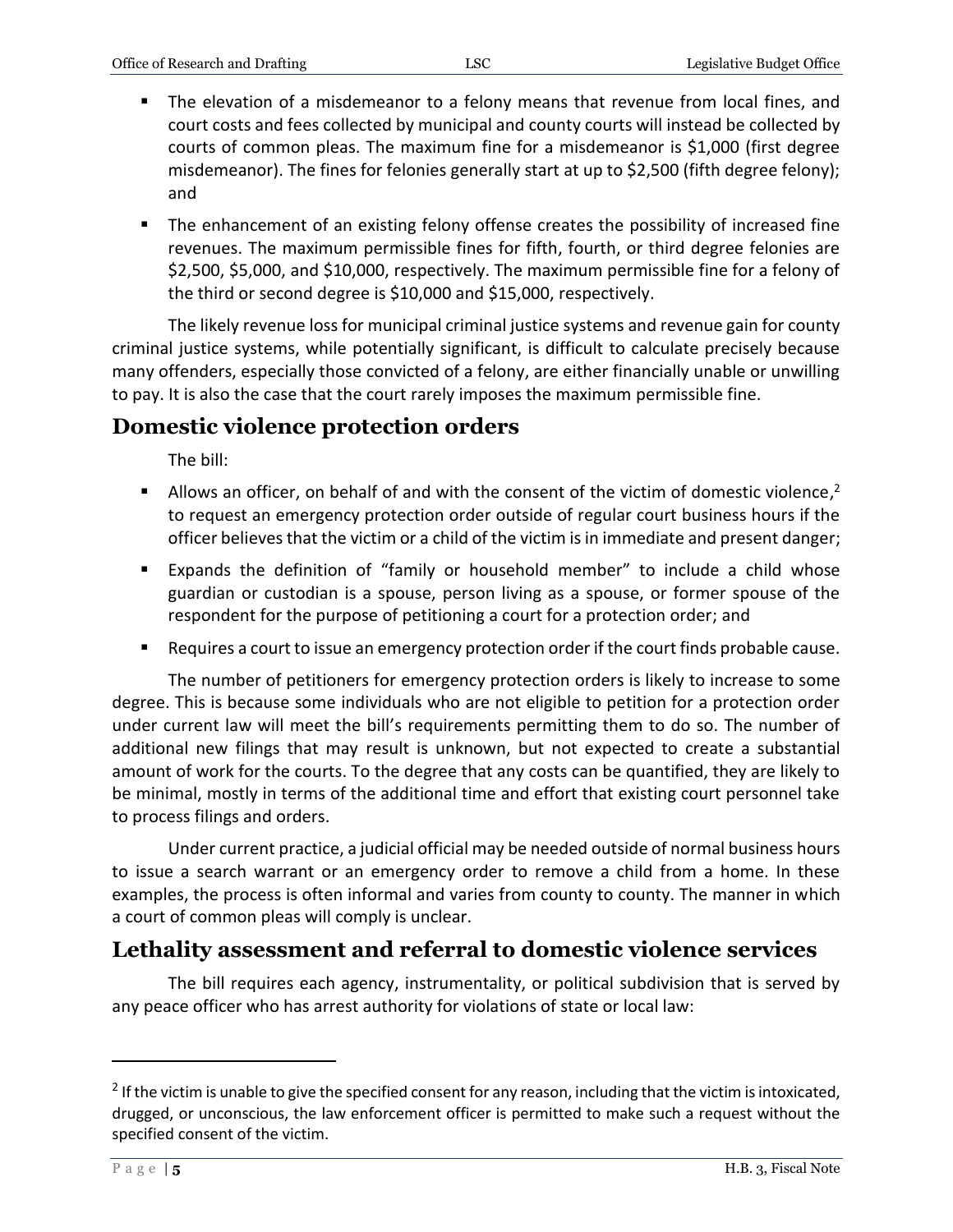- The elevation of a misdemeanor to a felony means that revenue from local fines, and court costs and fees collected by municipal and county courts will instead be collected by courts of common pleas. The maximum fine for a misdemeanor is $1,000 (first degree misdemeanor). The fines for felonies generally start at up to $2,500 (fifth degree felony); and
- The enhancement of an existing felony offense creates the possibility of increased fine revenues. The maximum permissible fines for fifth, fourth, or third degree felonies are $2,500, $5,000, and $10,000, respectively. The maximum permissible fine for a felony of the third or second degree is $10,000 and $15,000, respectively.

The likely revenue loss for municipal criminal justice systems and revenue gain for county criminal justice systems, while potentially significant, is difficult to calculate precisely because many offenders, especially those convicted of a felony, are either financially unable or unwilling to pay. It is also the case that the court rarely imposes the maximum permissible fine.

## Domestic violence protection orders

The bill:

- Allows an officer, on behalf of and with the consent of the victim of domestic violence,[2] to request an emergency protection order outside of regular court business hours if the officer believes that the victim or a child of the victim is in immediate and present danger;
- Expands the definition of "family or household member" to include a child whose guardian or custodian is a spouse, person living as a spouse, or former spouse of the respondent for the purpose of petitioning a court for a protection order; and
- Requires a court to issue an emergency protection order if the court finds probable cause.

The number of petitioners for emergency protection orders is likely to increase to some degree. This is because some individuals who are not eligible to petition for a protection order under current law will meet the bill's requirements permitting them to do so. The number of additional new filings that may result is unknown, but not expected to create a substantial amount of work for the courts. To the degree that any costs can be quantified, they are likely to be minimal, mostly in terms of the additional time and effort that existing court personnel take to process filings and orders.

Under current practice, a judicial official may be needed outside of normal business hours to issue a search warrant or an emergency order to remove a child from a home. In these examples, the process is often informal and varies from county to county. The manner in which a court of common pleas will comply is unclear.

## Lethality assessment and referral to domestic violence services

The bill requires each agency, instrumentality, or political subdivision that is served by any peace officer who has arrest authority for violations of state or local law:

---

[2] If the victim is unable to give the specified consent for any reason, including that the victim is intoxicated, drugged, or unconscious, the law enforcement officer is permitted to make such a request without the specified consent of the victim.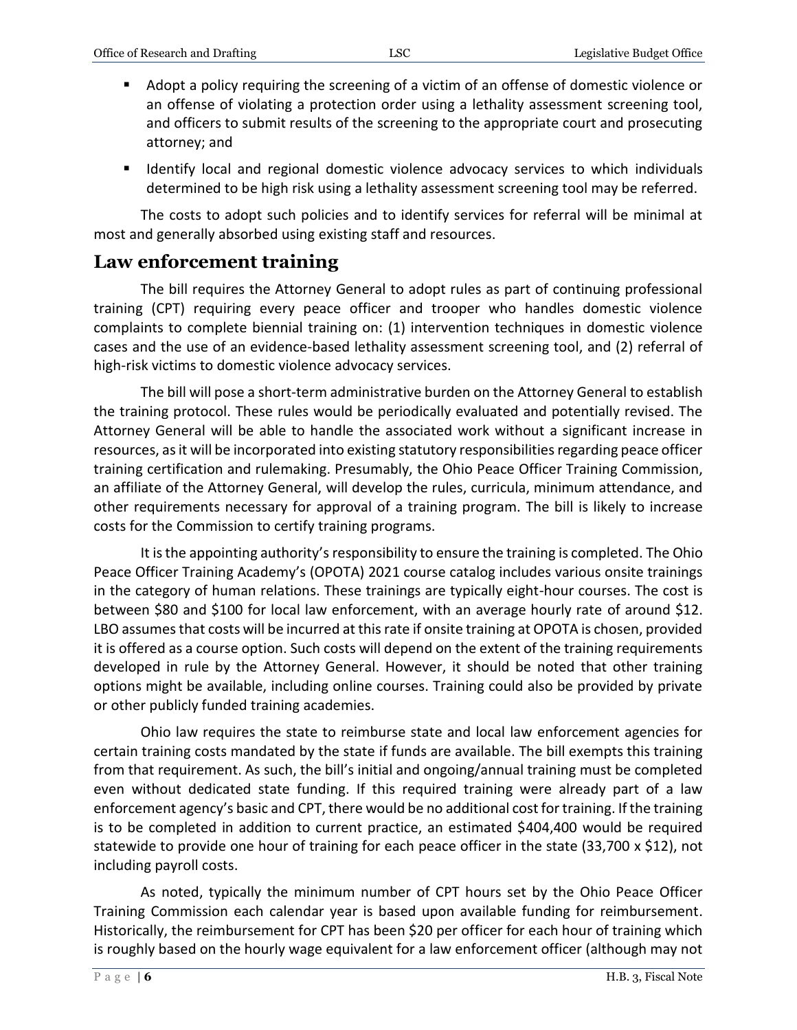- Adopt a policy requiring the screening of a victim of an offense of domestic violence or an offense of violating a protection order using a lethality assessment screening tool, and officers to submit results of the screening to the appropriate court and prosecuting attorney; and
- Identify local and regional domestic violence advocacy services to which individuals determined to be high risk using a lethality assessment screening tool may be referred.

The costs to adopt such policies and to identify services for referral will be minimal at most and generally absorbed using existing staff and resources.

## Law enforcement training

The bill requires the Attorney General to adopt rules as part of continuing professional training (CPT) requiring every peace officer and trooper who handles domestic violence complaints to complete biennial training on: (1) intervention techniques in domestic violence cases and the use of an evidence-based lethality assessment screening tool, and (2) referral of high-risk victims to domestic violence advocacy services.

The bill will pose a short-term administrative burden on the Attorney General to establish the training protocol. These rules would be periodically evaluated and potentially revised. The Attorney General will be able to handle the associated work without a significant increase in resources, as it will be incorporated into existing statutory responsibilities regarding peace officer training certification and rulemaking. Presumably, the Ohio Peace Officer Training Commission, an affiliate of the Attorney General, will develop the rules, curricula, minimum attendance, and other requirements necessary for approval of a training program. The bill is likely to increase costs for the Commission to certify training programs.

It is the appointing authority's responsibility to ensure the training is completed. The Ohio Peace Officer Training Academy's (OPOTA) 2021 course catalog includes various onsite trainings in the category of human relations. These trainings are typically eight-hour courses. The cost is between $80 and $100 for local law enforcement, with an average hourly rate of around $12. LBO assumes that costs will be incurred at this rate if onsite training at OPOTA is chosen, provided it is offered as a course option. Such costs will depend on the extent of the training requirements developed in rule by the Attorney General. However, it should be noted that other training options might be available, including online courses. Training could also be provided by private or other publicly funded training academies.

Ohio law requires the state to reimburse state and local law enforcement agencies for certain training costs mandated by the state if funds are available. The bill exempts this training from that requirement. As such, the bill's initial and ongoing/annual training must be completed even without dedicated state funding. If this required training were already part of a law enforcement agency's basic and CPT, there would be no additional cost for training. If the training is to be completed in addition to current practice, an estimated $404,400 would be required statewide to provide one hour of training for each peace officer in the state (33,700 x $12), not including payroll costs.

As noted, typically the minimum number of CPT hours set by the Ohio Peace Officer Training Commission each calendar year is based upon available funding for reimbursement. Historically, the reimbursement for CPT has been $20 per officer for each hour of training which is roughly based on the hourly wage equivalent for a law enforcement officer (although may not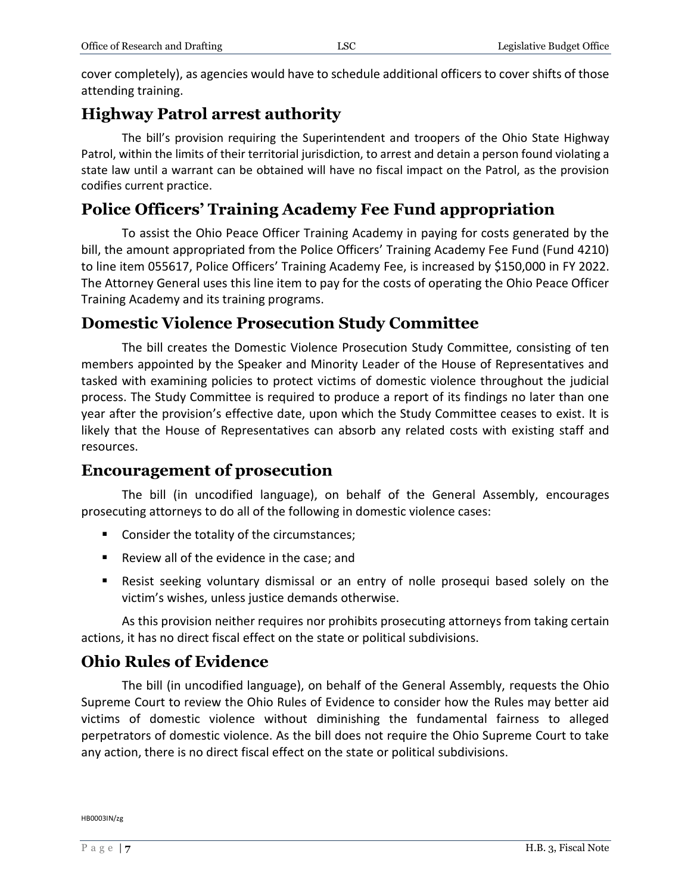cover completely), as agencies would have to schedule additional officers to cover shifts of those attending training.

## Highway Patrol arrest authority

The bill's provision requiring the Superintendent and troopers of the Ohio State Highway Patrol, within the limits of their territorial jurisdiction, to arrest and detain a person found violating a state law until a warrant can be obtained will have no fiscal impact on the Patrol, as the provision codifies current practice.

## Police Officers' Training Academy Fee Fund appropriation

To assist the Ohio Peace Officer Training Academy in paying for costs generated by the bill, the amount appropriated from the Police Officers' Training Academy Fee Fund (Fund 4210) to line item 055617, Police Officers' Training Academy Fee, is increased by $150,000 in FY 2022. The Attorney General uses this line item to pay for the costs of operating the Ohio Peace Officer Training Academy and its training programs.

## Domestic Violence Prosecution Study Committee

The bill creates the Domestic Violence Prosecution Study Committee, consisting of ten members appointed by the Speaker and Minority Leader of the House of Representatives and tasked with examining policies to protect victims of domestic violence throughout the judicial process. The Study Committee is required to produce a report of its findings no later than one year after the provision's effective date, upon which the Study Committee ceases to exist. It is likely that the House of Representatives can absorb any related costs with existing staff and resources.

## Encouragement of prosecution

The bill (in uncodified language), on behalf of the General Assembly, encourages prosecuting attorneys to do all of the following in domestic violence cases:

- Consider the totality of the circumstances;
- Review all of the evidence in the case; and
- Resist seeking voluntary dismissal or an entry of nolle prosequi based solely on the victim's wishes, unless justice demands otherwise.

As this provision neither requires nor prohibits prosecuting attorneys from taking certain actions, it has no direct fiscal effect on the state or political subdivisions.

## Ohio Rules of Evidence

The bill (in uncodified language), on behalf of the General Assembly, requests the Ohio Supreme Court to review the Ohio Rules of Evidence to consider how the Rules may better aid victims of domestic violence without diminishing the fundamental fairness to alleged perpetrators of domestic violence. As the bill does not require the Ohio Supreme Court to take any action, there is no direct fiscal effect on the state or political subdivisions.

HB0003IN/zg